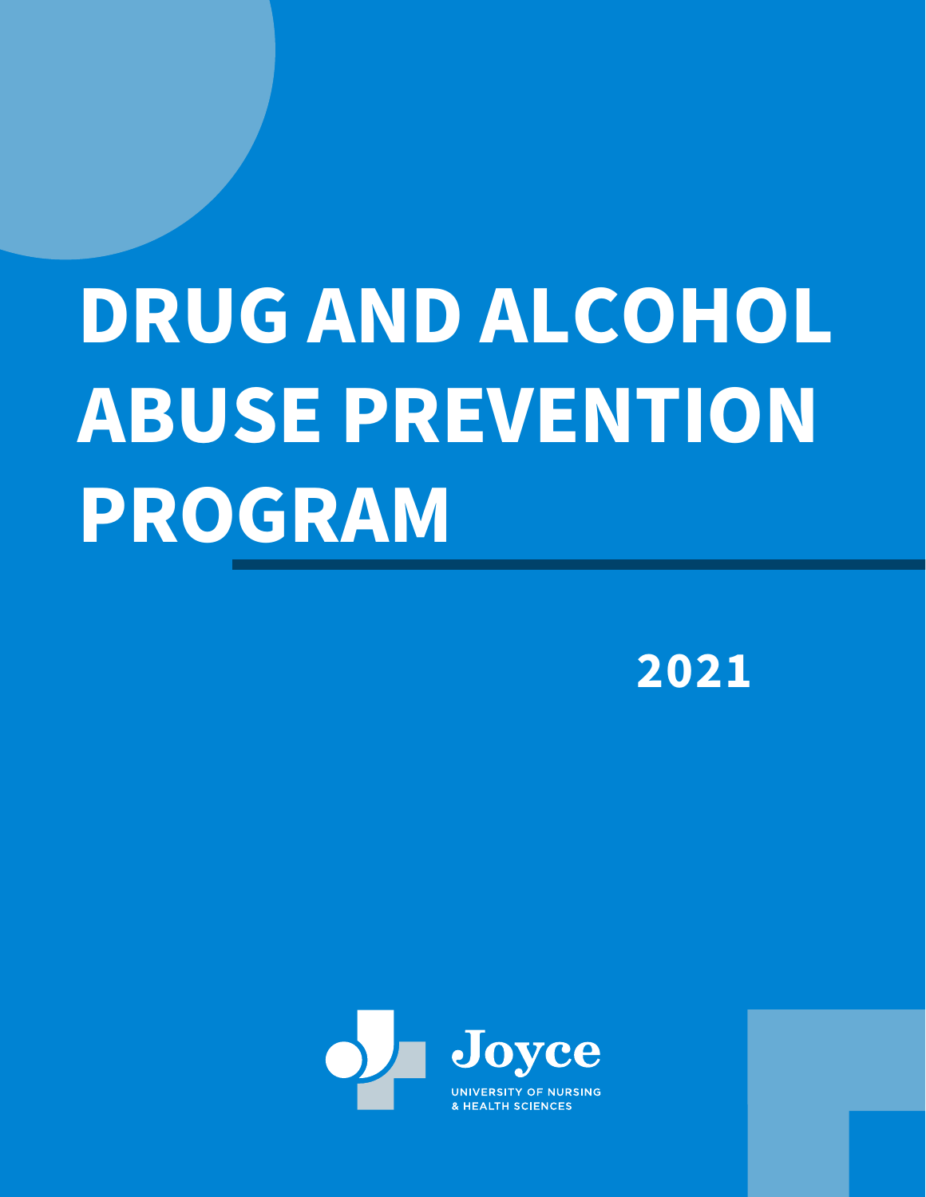# DRUG AND ALCOHOL ABUSE PREVENTION PROGRAM

2021

Joyce

UNIVERSITY OF NURSING & HEALTH SCIENCES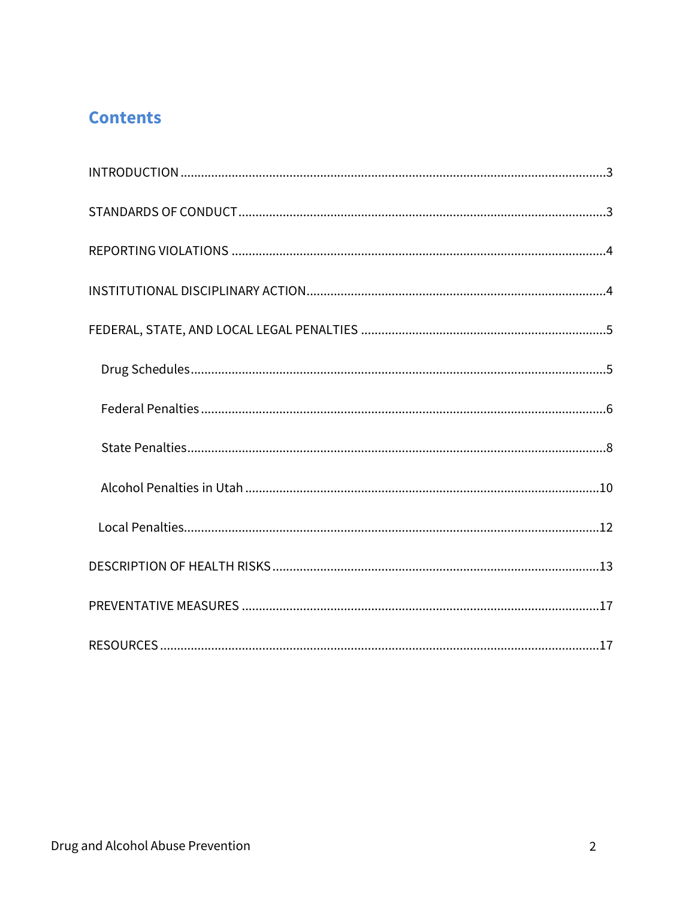# Contents

INTRODUCTION ..... 3

STANDARDS OF CONDUCT ..... 3

REPORTING VIOLATIONS ..... 4

INSTITUTIONAL DISCIPLINARY ACTION ..... 4

FEDERAL, STATE, AND LOCAL LEGAL PENALTIES ..... 5

- Drug Schedules ..... 5
- Federal Penalties ..... 6
- State Penalties ..... 8
- Alcohol Penalties in Utah ..... 10
- Local Penalties ..... 12

DESCRIPTION OF HEALTH RISKS ..... 13

PREVENTATIVE MEASURES ..... 17

RESOURCES ..... 17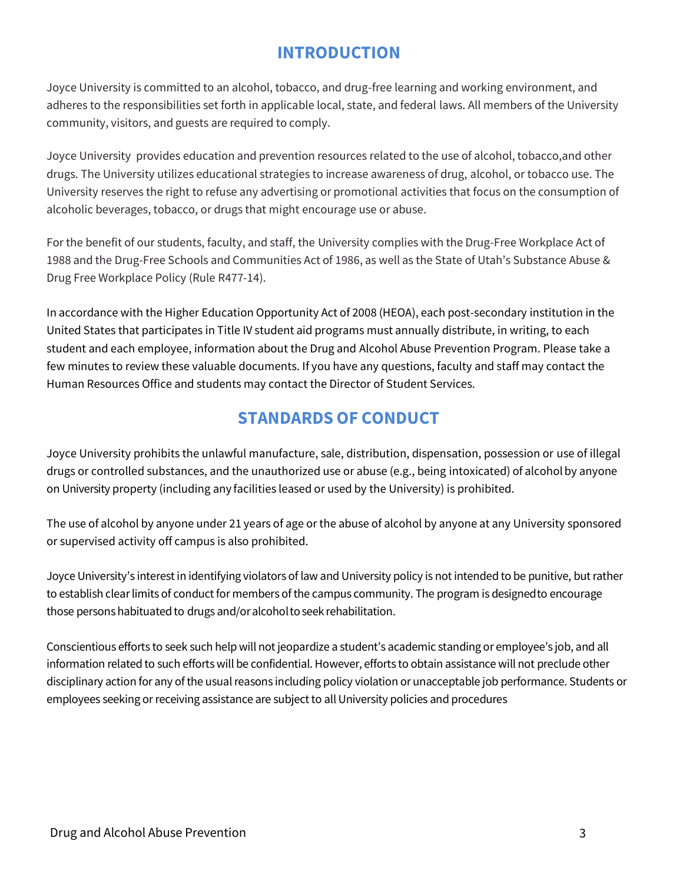## INTRODUCTION

Joyce University is committed to an alcohol, tobacco, and drug-free learning and working environment, and adheres to the responsibilities set forth in applicable local, state, and federal laws. All members of the University community, visitors, and guests are required to comply.

Joyce University provides education and prevention resources related to the use of alcohol, tobacco,and other drugs. The University utilizes educational strategies to increase awareness of drug, alcohol, or tobacco use. The University reserves the right to refuse any advertising or promotional activities that focus on the consumption of alcoholic beverages, tobacco, or drugs that might encourage use or abuse.

For the benefit of our students, faculty, and staff, the University complies with the Drug-Free Workplace Act of 1988 and the Drug-Free Schools and Communities Act of 1986, as well as the State of Utah's Substance Abuse & Drug Free Workplace Policy (Rule R477-14).

In accordance with the Higher Education Opportunity Act of 2008 (HEOA), each post-secondary institution in the United States that participates in Title IV student aid programs must annually distribute, in writing, to each student and each employee, information about the Drug and Alcohol Abuse Prevention Program. Please take a few minutes to review these valuable documents. If you have any questions, faculty and staff may contact the Human Resources Office and students may contact the Director of Student Services.

## STANDARDS OF CONDUCT

Joyce University prohibits the unlawful manufacture, sale, distribution, dispensation, possession or use of illegal drugs or controlled substances, and the unauthorized use or abuse (e.g., being intoxicated) of alcohol by anyone on University property (including any facilities leased or used by the University) is prohibited.

The use of alcohol by anyone under 21 years of age or the abuse of alcohol by anyone at any University sponsored or supervised activity off campus is also prohibited.

Joyce University's interest in identifying violators of law and University policy is not intended to be punitive, but rather to establish clear limits of conduct for members of the campus community. The program is designedto encourage those persons habituated to drugs and/or alcoholto seek rehabilitation.

Conscientious efforts to seek such help will not jeopardize a student's academic standing or employee's job, and all information related to such efforts will be confidential. However, efforts to obtain assistance will not preclude other disciplinary action for any of the usual reasons including policy violation or unacceptable job performance. Students or employees seeking or receiving assistance are subject to all University policies and procedures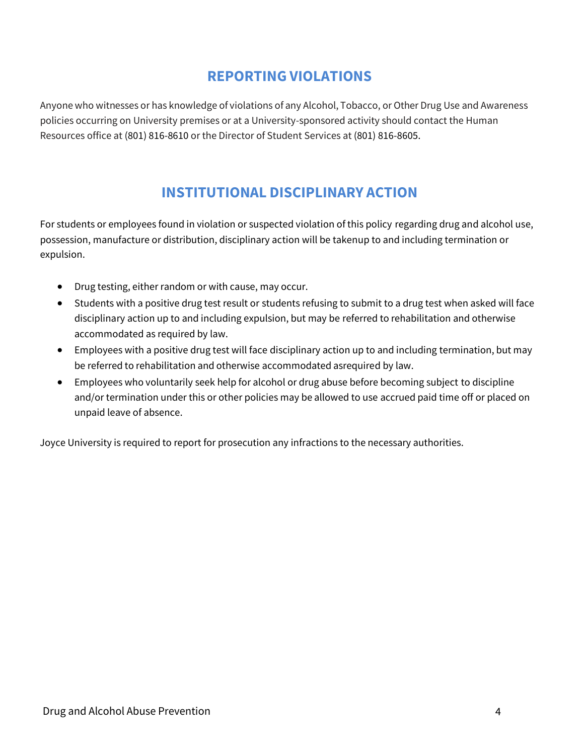## REPORTING VIOLATIONS

Anyone who witnesses or has knowledge of violations of any Alcohol, Tobacco, or Other Drug Use and Awareness policies occurring on University premises or at a University-sponsored activity should contact the Human Resources office at (801) 816-8610 or the Director of Student Services at (801) 816-8605.

## INSTITUTIONAL DISCIPLINARY ACTION

For students or employees found in violation or suspected violation of this policy regarding drug and alcohol use, possession, manufacture or distribution, disciplinary action will be takenup to and including termination or expulsion.

- Drug testing, either random or with cause, may occur.
- Students with a positive drug test result or students refusing to submit to a drug test when asked will face disciplinary action up to and including expulsion, but may be referred to rehabilitation and otherwise accommodated as required by law.
- Employees with a positive drug test will face disciplinary action up to and including termination, but may be referred to rehabilitation and otherwise accommodated asrequired by law.
- Employees who voluntarily seek help for alcohol or drug abuse before becoming subject to discipline and/or termination under this or other policies may be allowed to use accrued paid time off or placed on unpaid leave of absence.

Joyce University is required to report for prosecution any infractions to the necessary authorities.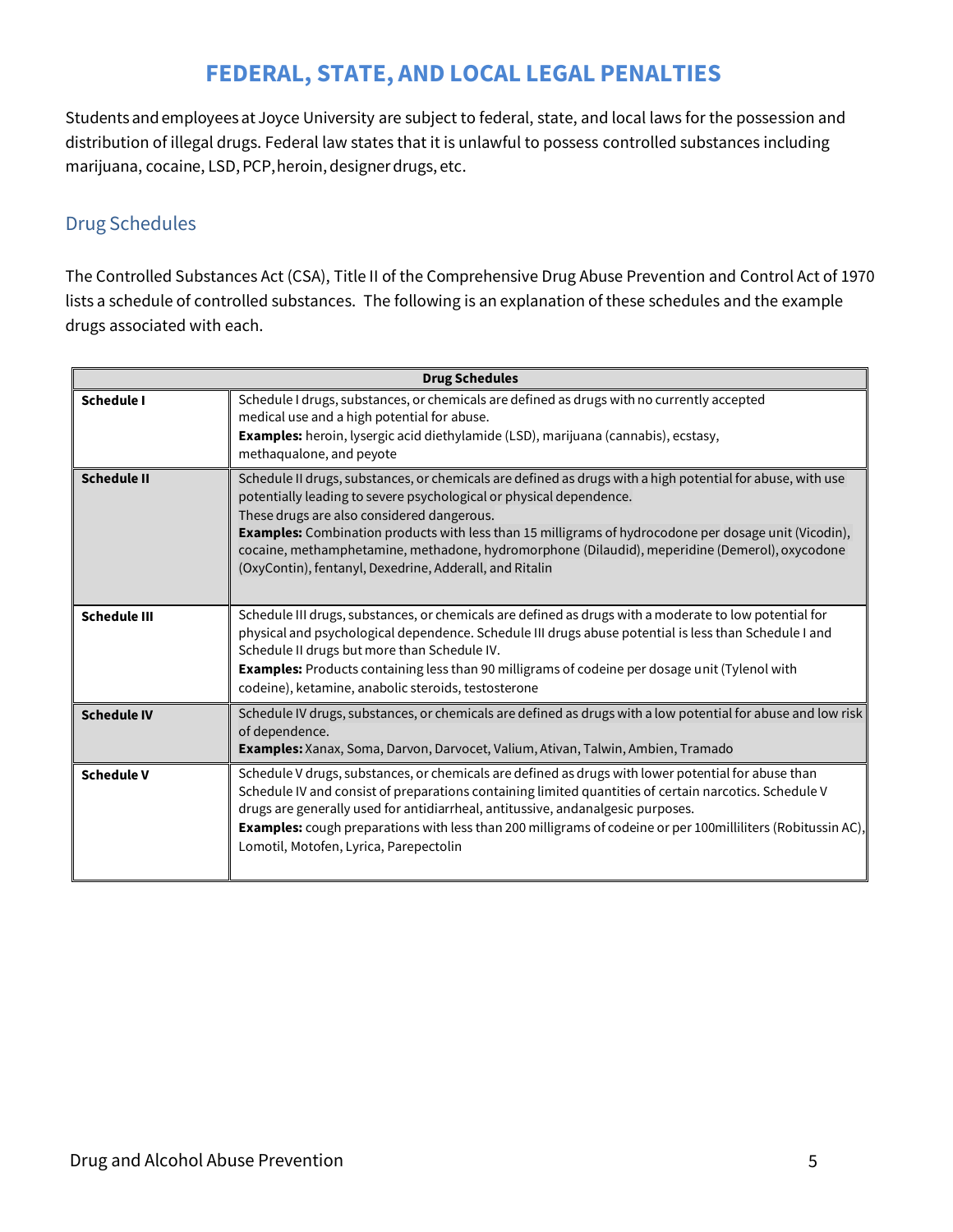# FEDERAL, STATE, AND LOCAL LEGAL PENALTIES

Students and employees at Joyce University are subject to federal, state, and local laws for the possession and distribution of illegal drugs. Federal law states that it is unlawful to possess controlled substances including marijuana, cocaine, LSD, PCP, heroin, designer drugs, etc.

## Drug Schedules

The Controlled Substances Act (CSA), Title II of the Comprehensive Drug Abuse Prevention and Control Act of 1970 lists a schedule of controlled substances. The following is an explanation of these schedules and the example drugs associated with each.

| Drug Schedules | |
|---|---|
| **Schedule I** | Schedule I drugs, substances, or chemicals are defined as drugs with no currently accepted medical use and a high potential for abuse.<br>**Examples:** heroin, lysergic acid diethylamide (LSD), marijuana (cannabis), ecstasy, methaqualone, and peyote |
| **Schedule II** | Schedule II drugs, substances, or chemicals are defined as drugs with a high potential for abuse, with use potentially leading to severe psychological or physical dependence.<br>These drugs are also considered dangerous.<br>**Examples:** Combination products with less than 15 milligrams of hydrocodone per dosage unit (Vicodin), cocaine, methamphetamine, methadone, hydromorphone (Dilaudid), meperidine (Demerol), oxycodone (OxyContin), fentanyl, Dexedrine, Adderall, and Ritalin |
| **Schedule III** | Schedule III drugs, substances, or chemicals are defined as drugs with a moderate to low potential for physical and psychological dependence. Schedule III drugs abuse potential is less than Schedule I and Schedule II drugs but more than Schedule IV.<br>**Examples:** Products containing less than 90 milligrams of codeine per dosage unit (Tylenol with codeine), ketamine, anabolic steroids, testosterone |
| **Schedule IV** | Schedule IV drugs, substances, or chemicals are defined as drugs with a low potential for abuse and low risk of dependence.<br>**Examples:** Xanax, Soma, Darvon, Darvocet, Valium, Ativan, Talwin, Ambien, Tramado |
| **Schedule V** | Schedule V drugs, substances, or chemicals are defined as drugs with lower potential for abuse than Schedule IV and consist of preparations containing limited quantities of certain narcotics. Schedule V drugs are generally used for antidiarrheal, antitussive, andanalgesic purposes.<br>**Examples:** cough preparations with less than 200 milligrams of codeine or per 100milliliters (Robitussin AC), Lomotil, Motofen, Lyrica, Parepectolin |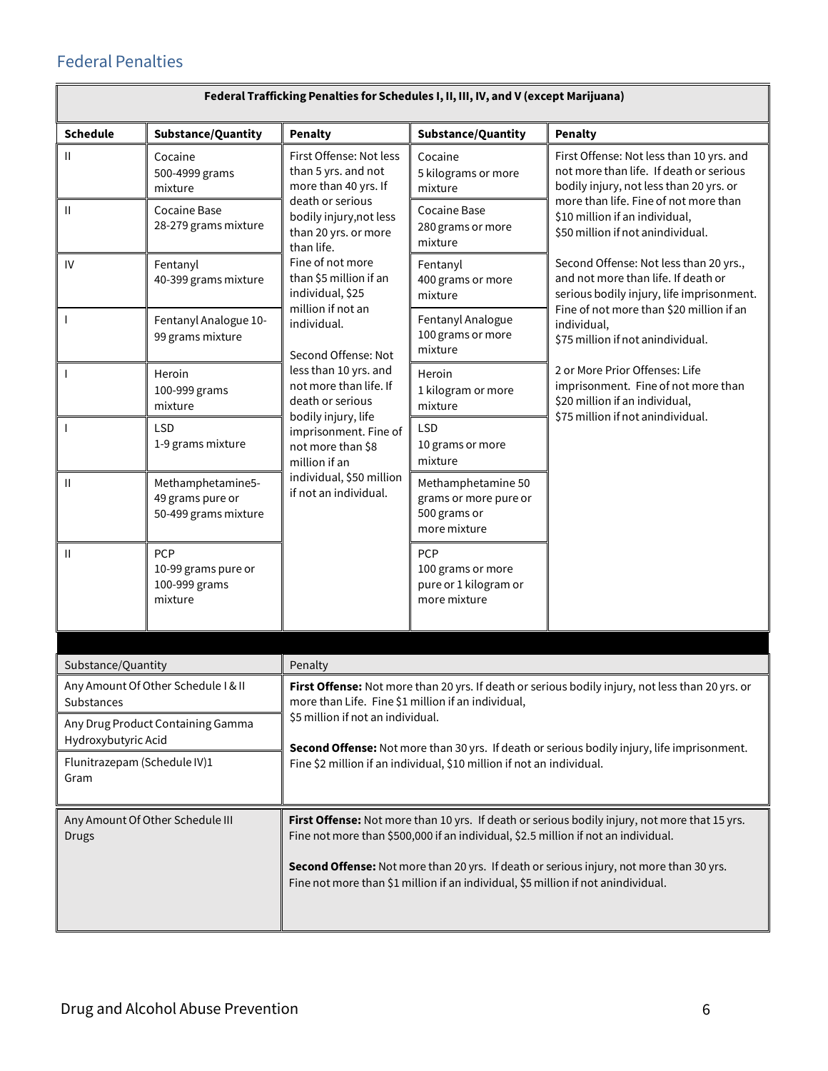## Federal Penalties

| Federal Trafficking Penalties for Schedules I, II, III, IV, and V (except Marijuana) | | | | |
|---|---|---|---|---|
| **Schedule** | **Substance/Quantity** | **Penalty** | **Substance/Quantity** | **Penalty** |
| II | Cocaine 500-4999 grams mixture | First Offense: Not less than 5 yrs. and not more than 40 yrs. If death or serious bodily injury,not less than 20 yrs. or more than life. Fine of not more than $5 million if an individual, $25 million if not an individual.<br><br>Second Offense: Not less than 10 yrs. and not more than life. If death or serious bodily injury, life imprisonment. Fine of not more than $8 million if an individual, $50 million if not an individual. | Cocaine 5 kilograms or more mixture | First Offense: Not less than 10 yrs. and not more than life. If death or serious bodily injury, not less than 20 yrs. or more than life. Fine of not more than $10 million if an individual, $50 million if not anindividual.<br><br>Second Offense: Not less than 20 yrs., and not more than life. If death or serious bodily injury, life imprisonment. Fine of not more than $20 million if an individual, $75 million if not anindividual.<br><br>2 or More Prior Offenses: Life imprisonment. Fine of not more than $20 million if an individual, $75 million if not anindividual. |
| II | Cocaine Base 28-279 grams mixture | | Cocaine Base 280 grams or more mixture | |
| IV | Fentanyl 40-399 grams mixture | | Fentanyl 400 grams or more mixture | |
| I | Fentanyl Analogue 10-99 grams mixture | | Fentanyl Analogue 100 grams or more mixture | |
| I | Heroin 100-999 grams mixture | | Heroin 1 kilogram or more mixture | |
| I | LSD 1-9 grams mixture | | LSD 10 grams or more mixture | |
| II | Methamphetamine5-49 grams pure or 50-499 grams mixture | | Methamphetamine 50 grams or more pure or 500 grams or more mixture | |
| II | PCP 10-99 grams pure or 100-999 grams mixture | | PCP 100 grams or more pure or 1 kilogram or more mixture | |

| Substance/Quantity | Penalty |
|---|---|
| Any Amount Of Other Schedule I & II Substances<br><br>Any Drug Product Containing Gamma Hydroxybutyric Acid<br><br>Flunitrazepam (Schedule IV)1 Gram | **First Offense:** Not more than 20 yrs. If death or serious bodily injury, not less than 20 yrs. or more than Life. Fine $1 million if an individual, $5 million if not an individual.<br><br>**Second Offense:** Not more than 30 yrs. If death or serious bodily injury, life imprisonment. Fine $2 million if an individual, $10 million if not an individual. |
| Any Amount Of Other Schedule III Drugs | **First Offense:** Not more than 10 yrs. If death or serious bodily injury, not more that 15 yrs. Fine not more than $500,000 if an individual, $2.5 million if not an individual.<br><br>**Second Offense:** Not more than 20 yrs. If death or serious injury, not more than 30 yrs. Fine not more than $1 million if an individual, $5 million if not anindividual. |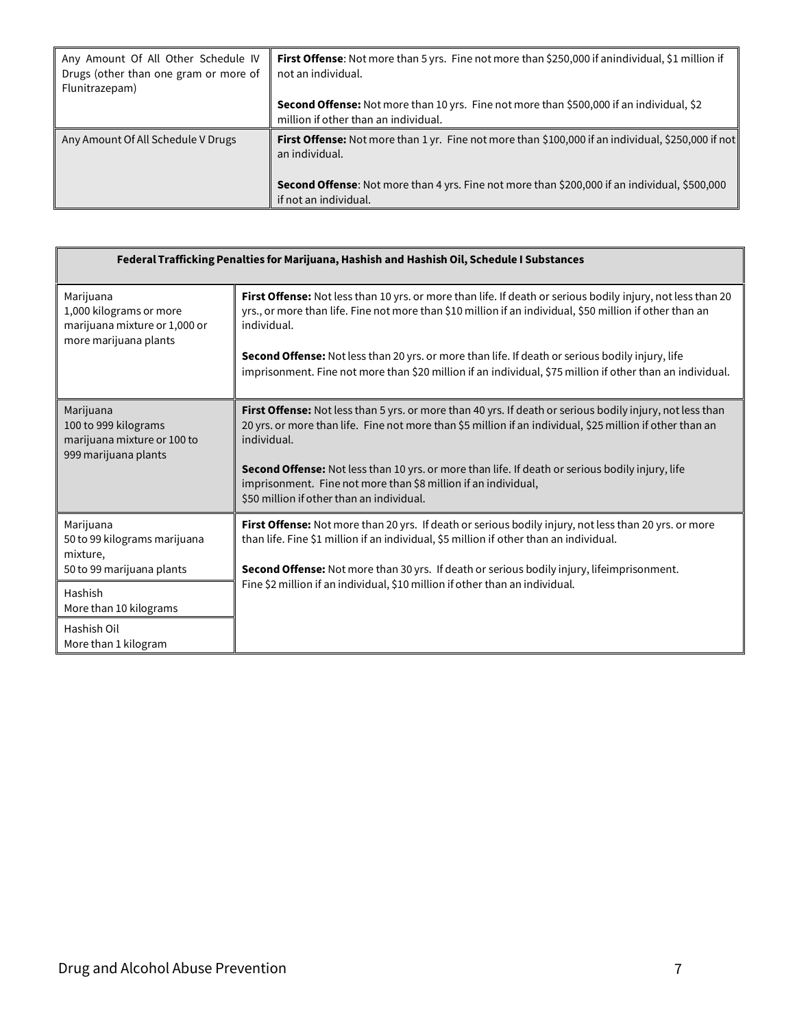| | |
|---|---|
| Any Amount Of All Other Schedule IV Drugs (other than one gram or more of Flunitrazepam) | **First Offense**: Not more than 5 yrs. Fine not more than $250,000 if anindividual, $1 million if not an individual.<br><br>**Second Offense:** Not more than 10 yrs. Fine not more than $500,000 if an individual, $2 million if other than an individual. |
| Any Amount Of All Schedule V Drugs | **First Offense:** Not more than 1 yr. Fine not more than $100,000 if an individual, $250,000 if not an individual.<br><br>**Second Offense**: Not more than 4 yrs. Fine not more than $200,000 if an individual, $500,000 if not an individual. |

| **Federal Trafficking Penalties for Marijuana, Hashish and Hashish Oil, Schedule I Substances** | |
|---|---|
| Marijuana<br>1,000 kilograms or more marijuana mixture or 1,000 or more marijuana plants | **First Offense:** Not less than 10 yrs. or more than life. If death or serious bodily injury, not less than 20 yrs., or more than life. Fine not more than $10 million if an individual, $50 million if other than an individual.<br><br>**Second Offense:** Not less than 20 yrs. or more than life. If death or serious bodily injury, life imprisonment. Fine not more than $20 million if an individual, $75 million if other than an individual. |
| Marijuana<br>100 to 999 kilograms marijuana mixture or 100 to 999 marijuana plants | **First Offense:** Not less than 5 yrs. or more than 40 yrs. If death or serious bodily injury, not less than 20 yrs. or more than life. Fine not more than $5 million if an individual, $25 million if other than an individual.<br><br>**Second Offense:** Not less than 10 yrs. or more than life. If death or serious bodily injury, life imprisonment. Fine not more than $8 million if an individual, $50 million if other than an individual. |
| Marijuana<br>50 to 99 kilograms marijuana mixture,<br>50 to 99 marijuana plants | **First Offense:** Not more than 20 yrs. If death or serious bodily injury, not less than 20 yrs. or more than life. Fine $1 million if an individual, $5 million if other than an individual.<br><br>**Second Offense:** Not more than 30 yrs. If death or serious bodily injury, lifeimprisonment. Fine $2 million if an individual, $10 million if other than an individual. |
| Hashish<br>More than 10 kilograms | |
| Hashish Oil<br>More than 1 kilogram | |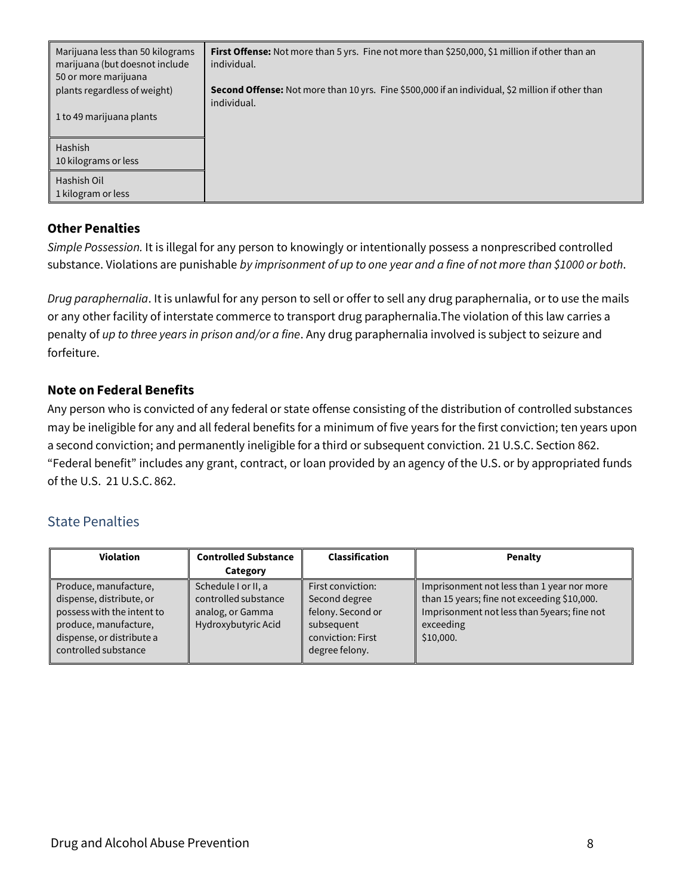| | |
|---|---|
| Marijuana less than 50 kilograms marijuana (but doesnot include 50 or more marijuana plants regardless of weight)<br><br>1 to 49 marijuana plants | **First Offense:** Not more than 5 yrs. Fine not more than $250,000, $1 million if other than an individual.<br><br>**Second Offense:** Not more than 10 yrs. Fine $500,000 if an individual, $2 million if other than individual. |
| Hashish<br>10 kilograms or less | |
| Hashish Oil<br>1 kilogram or less | |

### Other Penalties

*Simple Possession.* It is illegal for any person to knowingly or intentionally possess a nonprescribed controlled substance. Violations are punishable *by imprisonment of up to one year and a fine of not more than $1000 or both*.

*Drug paraphernalia*. It is unlawful for any person to sell or offer to sell any drug paraphernalia, or to use the mails or any other facility of interstate commerce to transport drug paraphernalia.The violation of this law carries a penalty of *up to three years in prison and/or a fine*. Any drug paraphernalia involved is subject to seizure and forfeiture.

### Note on Federal Benefits

Any person who is convicted of any federal or state offense consisting of the distribution of controlled substances may be ineligible for any and all federal benefits for a minimum of five years for the first conviction; ten years upon a second conviction; and permanently ineligible for a third or subsequent conviction. 21 U.S.C. Section 862. "Federal benefit" includes any grant, contract, or loan provided by an agency of the U.S. or by appropriated funds of the U.S. 21 U.S.C. 862.

## State Penalties

| Violation | Controlled Substance Category | Classification | Penalty |
|---|---|---|---|
| Produce, manufacture, dispense, distribute, or possess with the intent to produce, manufacture, dispense, or distribute a controlled substance | Schedule I or II, a controlled substance analog, or Gamma Hydroxybutyric Acid | First conviction: Second degree felony. Second or subsequent conviction: First degree felony. | Imprisonment not less than 1 year nor more than 15 years; fine not exceeding $10,000. Imprisonment not less than 5years; fine not exceeding $10,000. |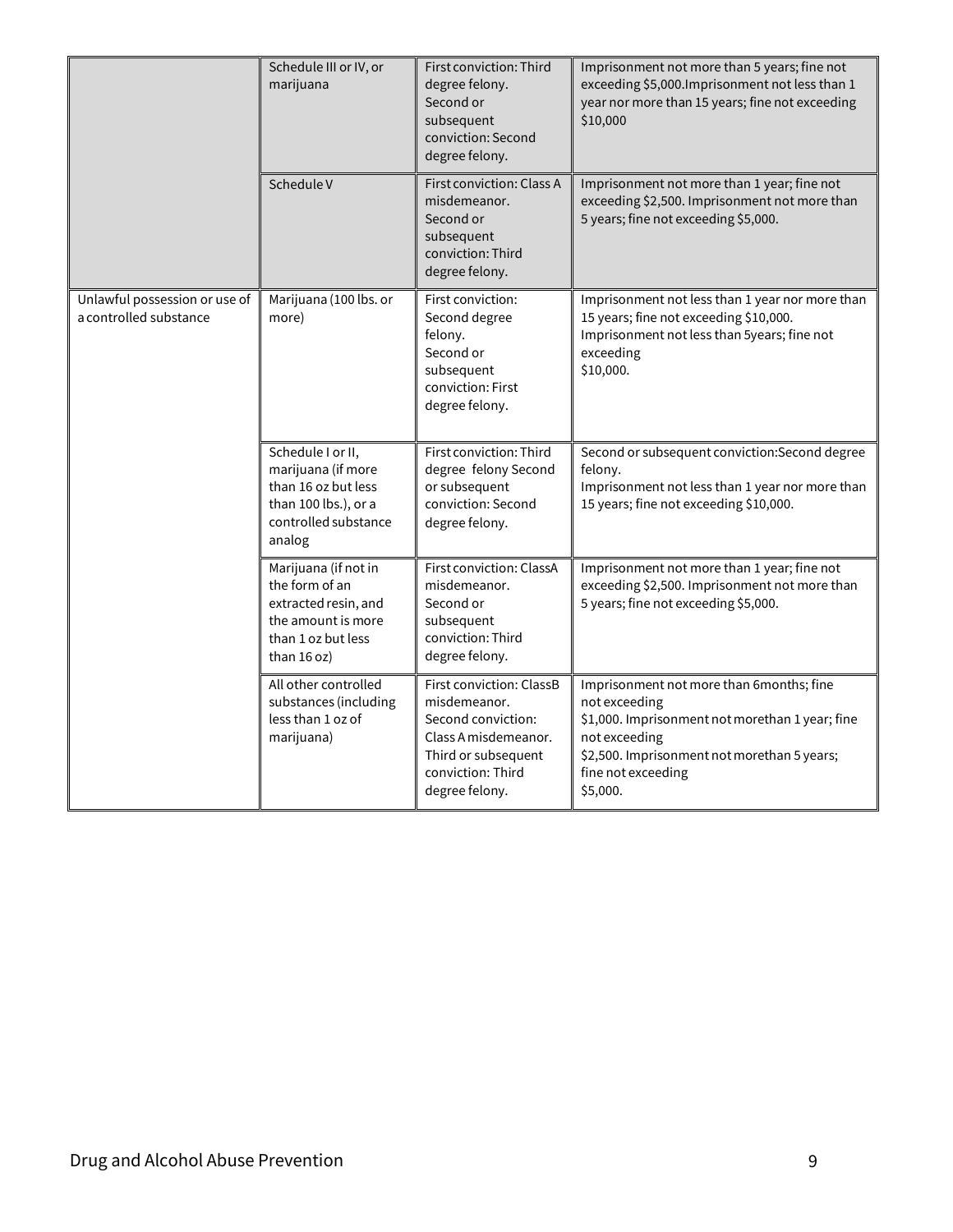| | | | |
|---|---|---|---|
| | Schedule III or IV, or marijuana | First conviction: Third degree felony. Second or subsequent conviction: Second degree felony. | Imprisonment not more than 5 years; fine not exceeding $5,000.Imprisonment not less than 1 year nor more than 15 years; fine not exceeding $10,000 |
| | Schedule V | First conviction: Class A misdemeanor. Second or subsequent conviction: Third degree felony. | Imprisonment not more than 1 year; fine not exceeding $2,500. Imprisonment not more than 5 years; fine not exceeding $5,000. |
| Unlawful possession or use of a controlled substance | Marijuana (100 lbs. or more) | First conviction: Second degree felony. Second or subsequent conviction: First degree felony. | Imprisonment not less than 1 year nor more than 15 years; fine not exceeding $10,000. Imprisonment not less than 5years; fine not exceeding $10,000. |
| | Schedule I or II, marijuana (if more than 16 oz but less than 100 lbs.), or a controlled substance analog | First conviction: Third degree felony Second or subsequent conviction: Second degree felony. | Second or subsequent conviction:Second degree felony. Imprisonment not less than 1 year nor more than 15 years; fine not exceeding $10,000. |
| | Marijuana (if not in the form of an extracted resin, and the amount is more than 1 oz but less than 16 oz) | First conviction: ClassA misdemeanor. Second or subsequent conviction: Third degree felony. | Imprisonment not more than 1 year; fine not exceeding $2,500. Imprisonment not more than 5 years; fine not exceeding $5,000. |
| | All other controlled substances (including less than 1 oz of marijuana) | First conviction: ClassB misdemeanor. Second conviction: Class A misdemeanor. Third or subsequent conviction: Third degree felony. | Imprisonment not more than 6months; fine not exceeding $1,000. Imprisonment not morethan 1 year; fine not exceeding $2,500. Imprisonment not morethan 5 years; fine not exceeding $5,000. |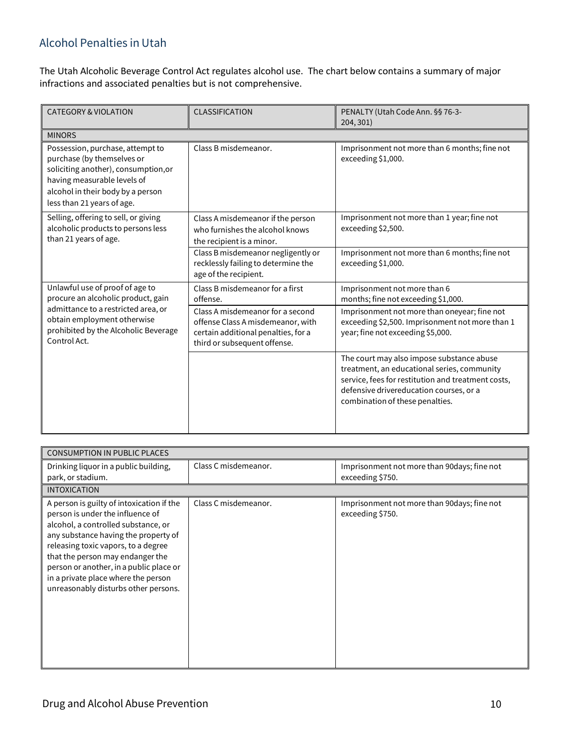## Alcohol Penalties in Utah

The Utah Alcoholic Beverage Control Act regulates alcohol use. The chart below contains a summary of major infractions and associated penalties but is not comprehensive.

| CATEGORY & VIOLATION | CLASSIFICATION | PENALTY (Utah Code Ann. §§ 76-3-204, 301) |
| --- | --- | --- |
| MINORS | | |
| Possession, purchase, attempt to purchase (by themselves or soliciting another), consumption,or having measurable levels of alcohol in their body by a person less than 21 years of age. | Class B misdemeanor. | Imprisonment not more than 6 months; fine not exceeding $1,000. |
| Selling, offering to sell, or giving alcoholic products to persons less than 21 years of age. | Class A misdemeanor if the person who furnishes the alcohol knows the recipient is a minor. | Imprisonment not more than 1 year; fine not exceeding $2,500. |
| | Class B misdemeanor negligently or recklessly failing to determine the age of the recipient. | Imprisonment not more than 6 months; fine not exceeding $1,000. |
| Unlawful use of proof of age to procure an alcoholic product, gain admittance to a restricted area, or obtain employment otherwise prohibited by the Alcoholic Beverage Control Act. | Class B misdemeanor for a first offense. | Imprisonment not more than 6 months; fine not exceeding $1,000. |
| | Class A misdemeanor for a second offense Class A misdemeanor, with certain additional penalties, for a third or subsequent offense. | Imprisonment not more than oneyear; fine not exceeding $2,500. Imprisonment not more than 1 year; fine not exceeding $5,000. |
| | | The court may also impose substance abuse treatment, an educational series, community service, fees for restitution and treatment costs, defensive drivereducation courses, or a combination of these penalties. |

| CONSUMPTION IN PUBLIC PLACES | | |
| --- | --- | --- |
| Drinking liquor in a public building, park, or stadium. | Class C misdemeanor. | Imprisonment not more than 90days; fine not exceeding $750. |
| INTOXICATION | | |
| A person is guilty of intoxication if the person is under the influence of alcohol, a controlled substance, or any substance having the property of releasing toxic vapors, to a degree that the person may endanger the person or another, in a public place or in a private place where the person unreasonably disturbs other persons. | Class C misdemeanor. | Imprisonment not more than 90days; fine not exceeding $750. |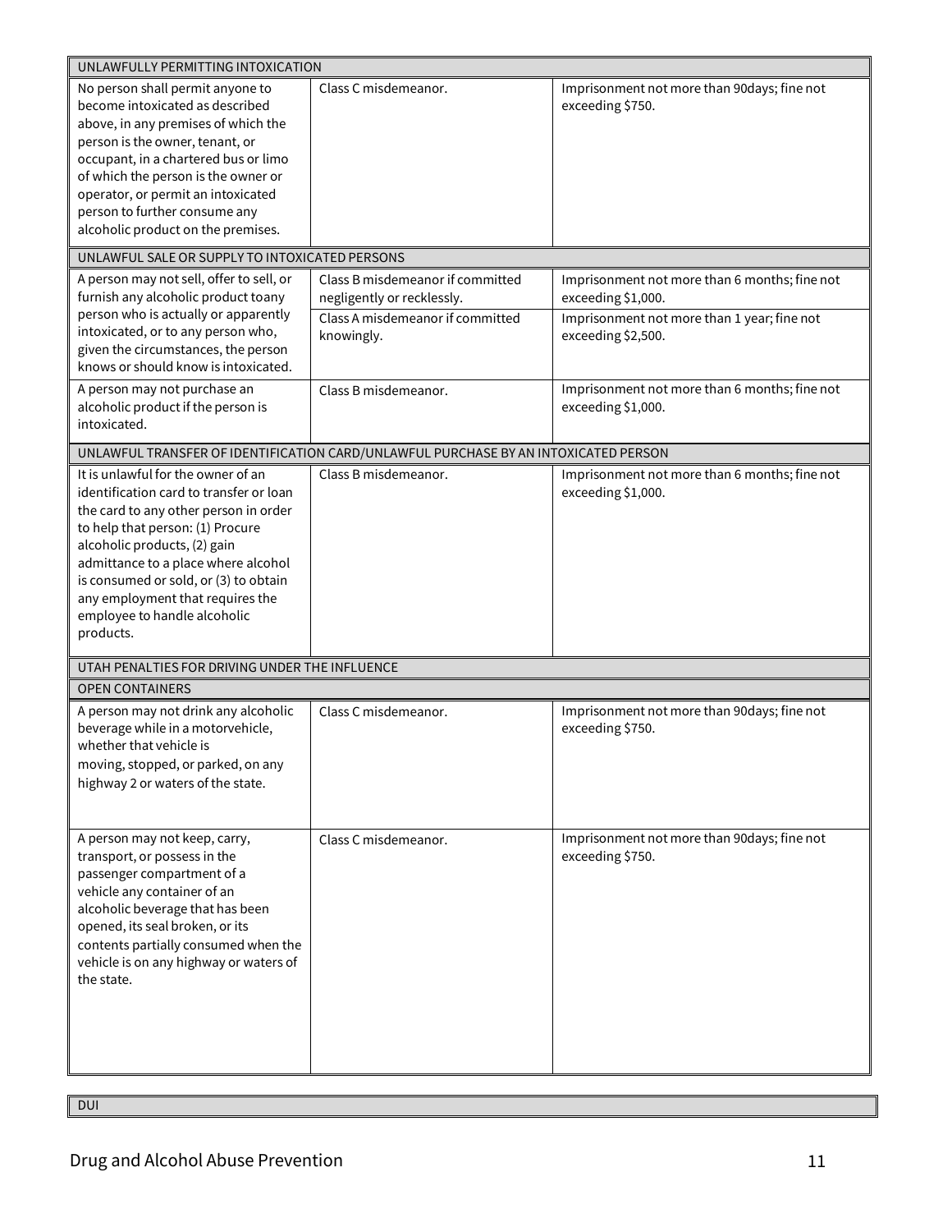| | | |
|---|---|---|
| UNLAWFULLY PERMITTING INTOXICATION | | |
| No person shall permit anyone to become intoxicated as described above, in any premises of which the person is the owner, tenant, or occupant, in a chartered bus or limo of which the person is the owner or operator, or permit an intoxicated person to further consume any alcoholic product on the premises. | Class C misdemeanor. | Imprisonment not more than 90days; fine not exceeding $750. |
| UNLAWFUL SALE OR SUPPLY TO INTOXICATED PERSONS | | |
| A person may not sell, offer to sell, or furnish any alcoholic product toany person who is actually or apparently intoxicated, or to any person who, given the circumstances, the person knows or should know is intoxicated. | Class B misdemeanor if committed negligently or recklessly.<br>Class A misdemeanor if committed knowingly. | Imprisonment not more than 6 months; fine not exceeding $1,000.<br>Imprisonment not more than 1 year; fine not exceeding $2,500. |
| A person may not purchase an alcoholic product if the person is intoxicated. | Class B misdemeanor. | Imprisonment not more than 6 months; fine not exceeding $1,000. |
| UNLAWFUL TRANSFER OF IDENTIFICATION CARD/UNLAWFUL PURCHASE BY AN INTOXICATED PERSON | | |
| It is unlawful for the owner of an identification card to transfer or loan the card to any other person in order to help that person: (1) Procure alcoholic products, (2) gain admittance to a place where alcohol is consumed or sold, or (3) to obtain any employment that requires the employee to handle alcoholic products. | Class B misdemeanor. | Imprisonment not more than 6 months; fine not exceeding $1,000. |
| UTAH PENALTIES FOR DRIVING UNDER THE INFLUENCE | | |
| OPEN CONTAINERS | | |
| A person may not drink any alcoholic beverage while in a motorvehicle, whether that vehicle is moving, stopped, or parked, on any highway 2 or waters of the state. | Class C misdemeanor. | Imprisonment not more than 90days; fine not exceeding $750. |
| A person may not keep, carry, transport, or possess in the passenger compartment of a vehicle any container of an alcoholic beverage that has been opened, its seal broken, or its contents partially consumed when the vehicle is on any highway or waters of the state. | Class C misdemeanor. | Imprisonment not more than 90days; fine not exceeding $750. |

| DUI |
|---|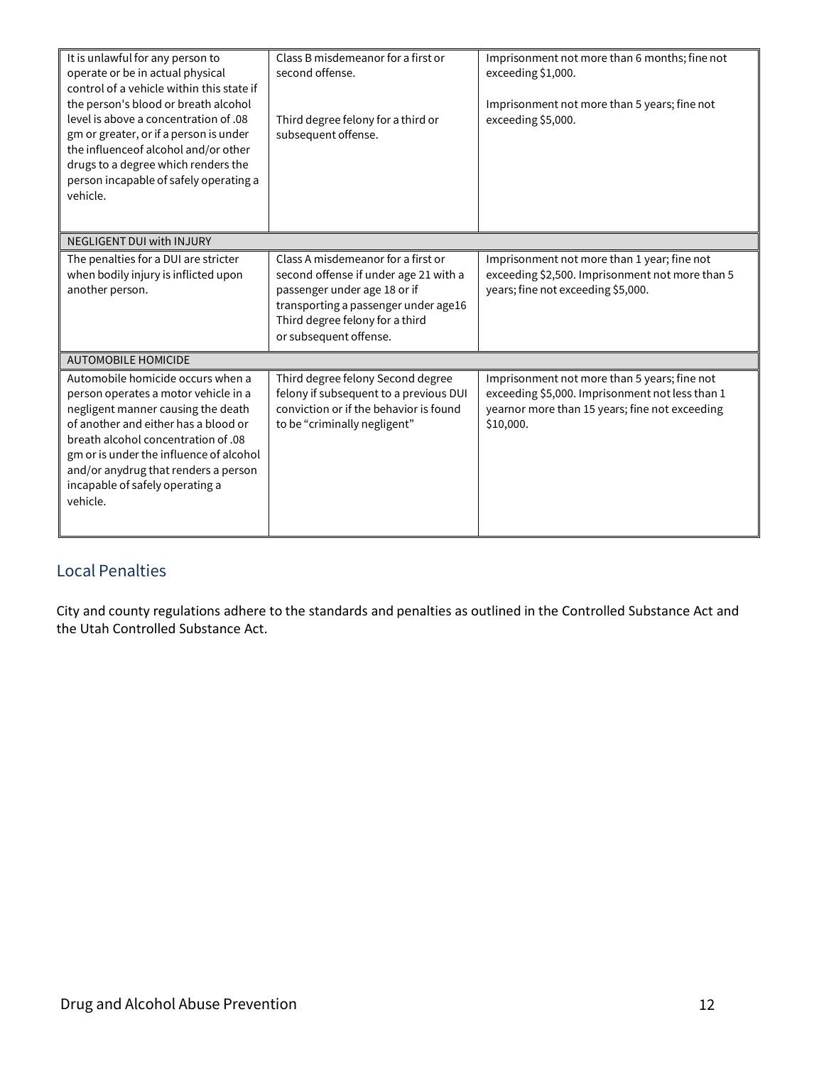| | | |
|---|---|---|
| It is unlawful for any person to operate or be in actual physical control of a vehicle within this state if the person's blood or breath alcohol level is above a concentration of .08 gm or greater, or if a person is under the influenceof alcohol and/or other drugs to a degree which renders the person incapable of safely operating a vehicle. | Class B misdemeanor for a first or second offense.<br><br>Third degree felony for a third or subsequent offense. | Imprisonment not more than 6 months; fine not exceeding $1,000.<br><br>Imprisonment not more than 5 years; fine not exceeding $5,000. |
| NEGLIGENT DUI with INJURY | | |
| The penalties for a DUI are stricter when bodily injury is inflicted upon another person. | Class A misdemeanor for a first or second offense if under age 21 with a passenger under age 18 or if transporting a passenger under age16 Third degree felony for a third or subsequent offense. | Imprisonment not more than 1 year; fine not exceeding $2,500. Imprisonment not more than 5 years; fine not exceeding $5,000. |
| AUTOMOBILE HOMICIDE | | |
| Automobile homicide occurs when a person operates a motor vehicle in a negligent manner causing the death of another and either has a blood or breath alcohol concentration of .08 gm or is under the influence of alcohol and/or anydrug that renders a person incapable of safely operating a vehicle. | Third degree felony Second degree felony if subsequent to a previous DUI conviction or if the behavior is found to be "criminally negligent" | Imprisonment not more than 5 years; fine not exceeding $5,000. Imprisonment not less than 1 yearnor more than 15 years; fine not exceeding $10,000. |

## Local Penalties

City and county regulations adhere to the standards and penalties as outlined in the Controlled Substance Act and the Utah Controlled Substance Act.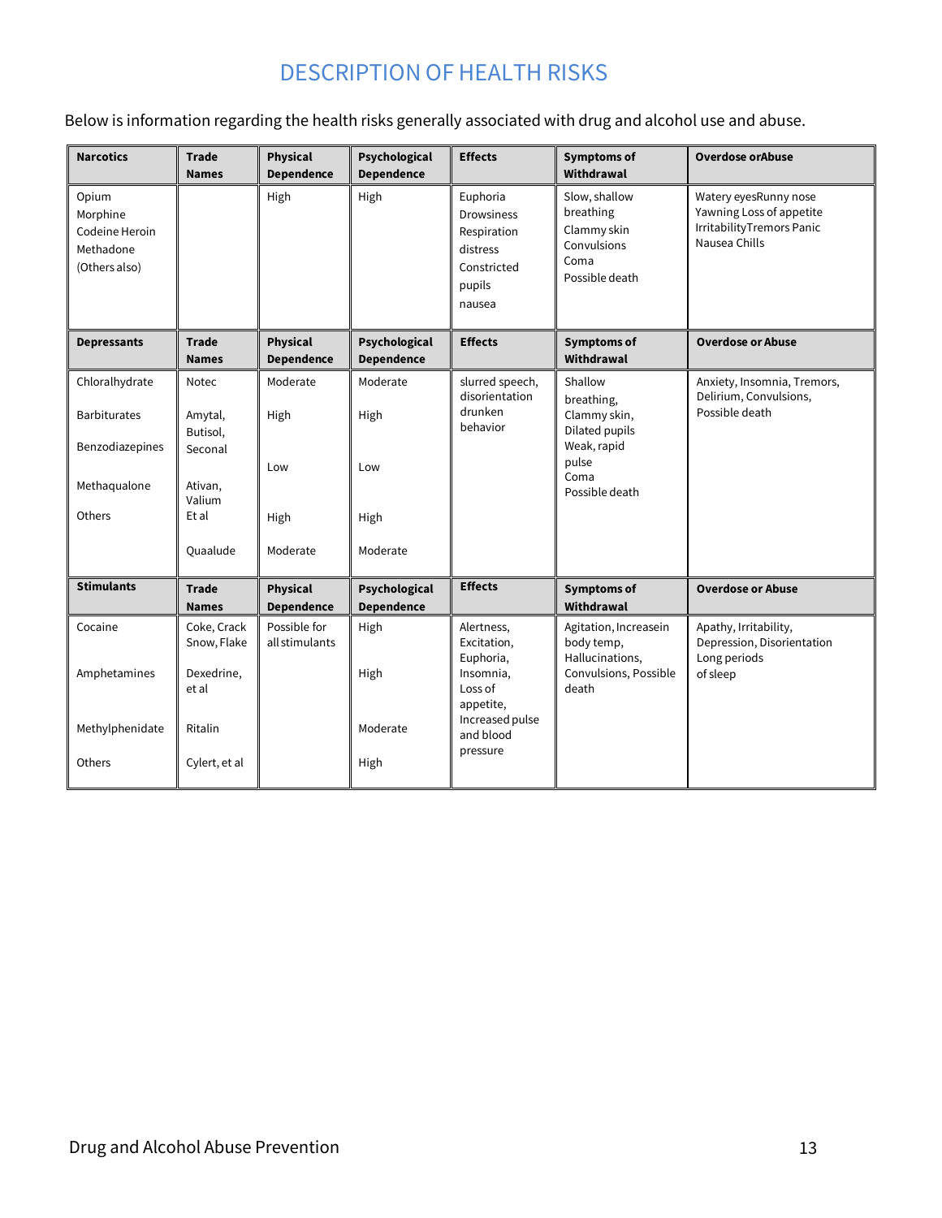## DESCRIPTION OF HEALTH RISKS

Below is information regarding the health risks generally associated with drug and alcohol use and abuse.

| Narcotics | Trade Names | Physical Dependence | Psychological Dependence | Effects | Symptoms of Withdrawal | Overdose orAbuse |
|---|---|---|---|---|---|---|
| Opium<br>Morphine<br>Codeine Heroin<br>Methadone<br>(Others also) | | High | High | Euphoria<br>Drowsiness<br>Respiration distress<br>Constricted pupils<br>nausea | Slow, shallow breathing<br>Clammy skin<br>Convulsions<br>Coma<br>Possible death | Watery eyesRunny nose<br>Yawning Loss of appetite<br>IrritabilityTremors Panic<br>Nausea Chills |
| **Depressants** | **Trade Names** | **Physical Dependence** | **Psychological Dependence** | **Effects** | **Symptoms of Withdrawal** | **Overdose or Abuse** |
| Chloralhydrate | Notec | Moderate | Moderate | slurred speech, disorientation drunken behavior | Shallow breathing, Clammy skin, Dilated pupils Weak, rapid pulse Coma Possible death | Anxiety, Insomnia, Tremors, Delirium, Convulsions, Possible death |
| Barbiturates | Amytal, Butisol, Seconal | High | High | | | |
| Benzodiazepines | Ativan, Valium Et al | Low | Low | | | |
| Methaqualone | Quaalude | High | High | | | |
| Others | | Moderate | Moderate | | | |
| **Stimulants** | **Trade Names** | **Physical Dependence** | **Psychological Dependence** | **Effects** | **Symptoms of Withdrawal** | **Overdose or Abuse** |
| Cocaine | Coke, Crack Snow, Flake | Possible for all stimulants | High | Alertness, Excitation, Euphoria, Insomnia, Loss of appetite, Increased pulse and blood pressure | Agitation, Increasein body temp, Hallucinations, Convulsions, Possible death | Apathy, Irritability, Depression, Disorientation Long periods of sleep |
| Amphetamines | Dexedrine, et al | | High | | | |
| Methylphenidate | Ritalin | | Moderate | | | |
| Others | Cylert, et al | | High | | | |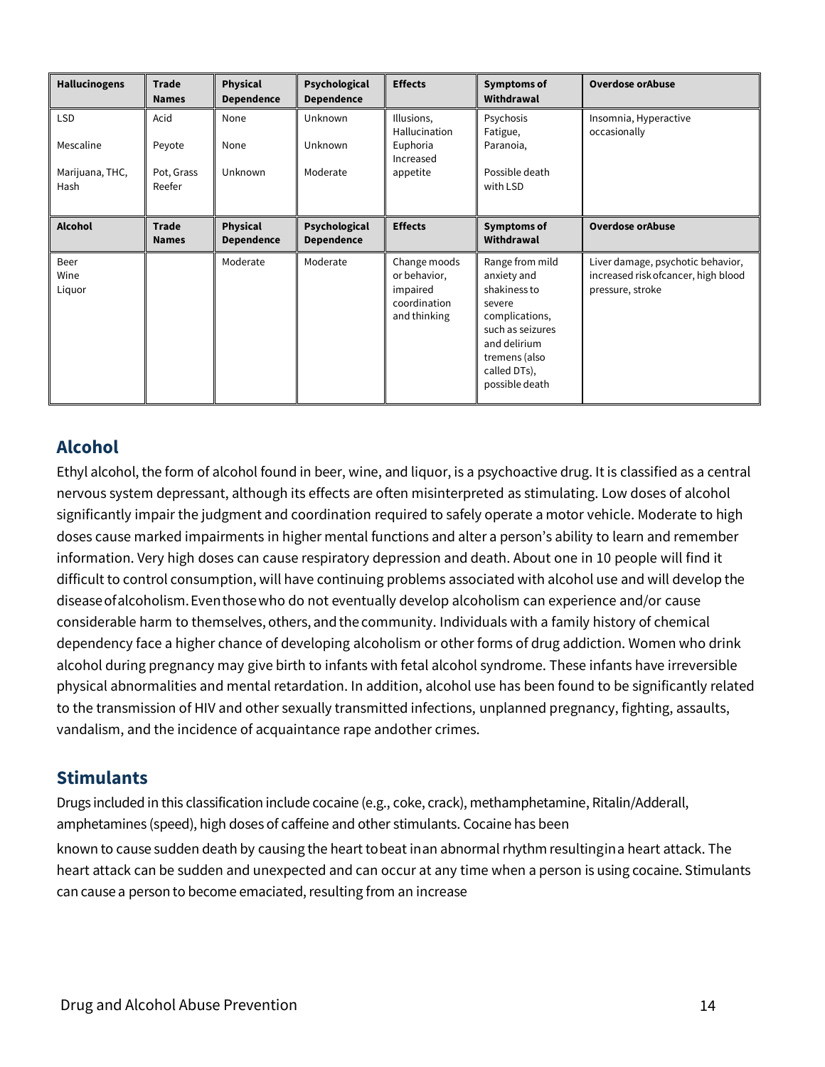| Hallucinogens | Trade Names | Physical Dependence | Psychological Dependence | Effects | Symptoms of Withdrawal | Overdose orAbuse |
|---|---|---|---|---|---|---|
| LSD<br><br>Mescaline<br><br>Marijuana, THC, Hash | Acid<br><br>Peyote<br><br>Pot, Grass Reefer | None<br><br>None<br><br>Unknown | Unknown<br><br>Unknown<br><br>Moderate | Illusions, Hallucination Euphoria Increased appetite | Psychosis Fatigue, Paranoia,<br><br>Possible death with LSD | Insomnia, Hyperactive occasionally |
| **Alcohol** | **Trade Names** | **Physical Dependence** | **Psychological Dependence** | **Effects** | **Symptoms of Withdrawal** | **Overdose orAbuse** |
| Beer<br>Wine<br>Liquor | | Moderate | Moderate | Change moods or behavior, impaired coordination and thinking | Range from mild anxiety and shakiness to severe complications, such as seizures and delirium tremens (also called DTs), possible death | Liver damage, psychotic behavior, increased risk ofcancer, high blood pressure, stroke |

## Alcohol

Ethyl alcohol, the form of alcohol found in beer, wine, and liquor, is a psychoactive drug. It is classified as a central nervous system depressant, although its effects are often misinterpreted as stimulating. Low doses of alcohol significantly impair the judgment and coordination required to safely operate a motor vehicle. Moderate to high doses cause marked impairments in higher mental functions and alter a person's ability to learn and remember information. Very high doses can cause respiratory depression and death. About one in 10 people will find it difficult to control consumption, will have continuing problems associated with alcohol use and will develop the disease of alcoholism. Even those who do not eventually develop alcoholism can experience and/or cause considerable harm to themselves, others, and the community. Individuals with a family history of chemical dependency face a higher chance of developing alcoholism or other forms of drug addiction. Women who drink alcohol during pregnancy may give birth to infants with fetal alcohol syndrome. These infants have irreversible physical abnormalities and mental retardation. In addition, alcohol use has been found to be significantly related to the transmission of HIV and other sexually transmitted infections, unplanned pregnancy, fighting, assaults, vandalism, and the incidence of acquaintance rape andother crimes.

## Stimulants

Drugs included in this classification include cocaine (e.g., coke, crack), methamphetamine, Ritalin/Adderall, amphetamines (speed), high doses of caffeine and other stimulants. Cocaine has been known to cause sudden death by causing the heart to beat in an abnormal rhythm resulting in a heart attack. The heart attack can be sudden and unexpected and can occur at any time when a person is using cocaine. Stimulants can cause a person to become emaciated, resulting from an increase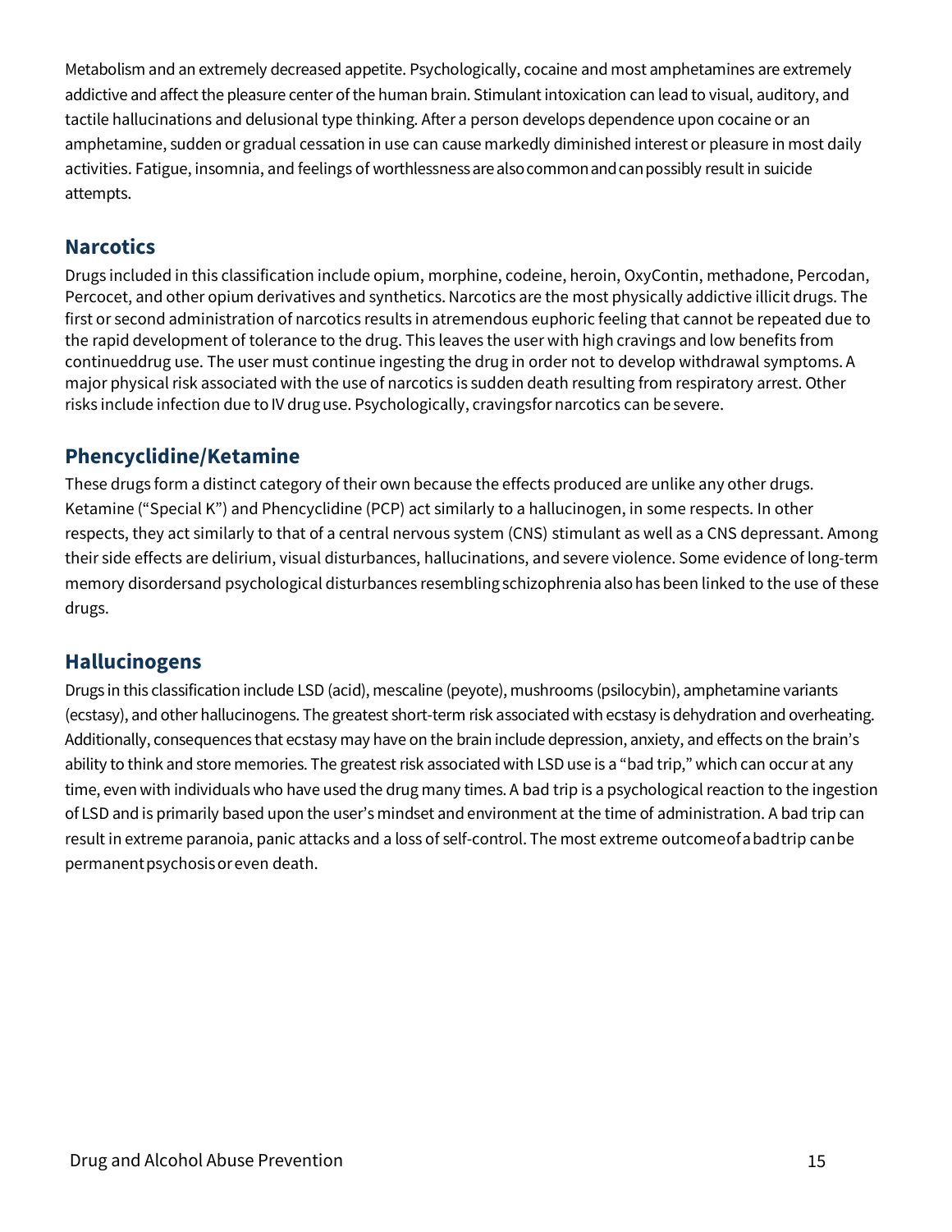Metabolism and an extremely decreased appetite. Psychologically, cocaine and most amphetamines are extremely addictive and affect the pleasure center of the human brain. Stimulant intoxication can lead to visual, auditory, and tactile hallucinations and delusional type thinking. After a person develops dependence upon cocaine or an amphetamine, sudden or gradual cessation in use can cause markedly diminished interest or pleasure in most daily activities. Fatigue, insomnia, and feelings of worthlessness are also common and can possibly result in suicide attempts.

## Narcotics

Drugs included in this classification include opium, morphine, codeine, heroin, OxyContin, methadone, Percodan, Percocet, and other opium derivatives and synthetics. Narcotics are the most physically addictive illicit drugs. The first or second administration of narcotics results in atremendous euphoric feeling that cannot be repeated due to the rapid development of tolerance to the drug. This leaves the user with high cravings and low benefits from continueddrug use. The user must continue ingesting the drug in order not to develop withdrawal symptoms. A major physical risk associated with the use of narcotics is sudden death resulting from respiratory arrest. Other risks include infection due to IV drug use. Psychologically, cravingsfor narcotics can be severe.

## Phencyclidine/Ketamine

These drugs form a distinct category of their own because the effects produced are unlike any other drugs. Ketamine ("Special K") and Phencyclidine (PCP) act similarly to a hallucinogen, in some respects. In other respects, they act similarly to that of a central nervous system (CNS) stimulant as well as a CNS depressant. Among their side effects are delirium, visual disturbances, hallucinations, and severe violence. Some evidence of long-term memory disordersand psychological disturbances resembling schizophrenia also has been linked to the use of these drugs.

## Hallucinogens

Drugs in this classification include LSD (acid), mescaline (peyote), mushrooms (psilocybin), amphetamine variants (ecstasy), and other hallucinogens. The greatest short-term risk associated with ecstasy is dehydration and overheating. Additionally, consequences that ecstasy may have on the brain include depression, anxiety, and effects on the brain's ability to think and store memories. The greatest risk associated with LSD use is a "bad trip," which can occur at any time, even with individuals who have used the drug many times. A bad trip is a psychological reaction to the ingestion of LSD and is primarily based upon the user's mindset and environment at the time of administration. A bad trip can result in extreme paranoia, panic attacks and a loss of self-control. The most extreme outcome of a bad trip can be permanent psychosis or even death.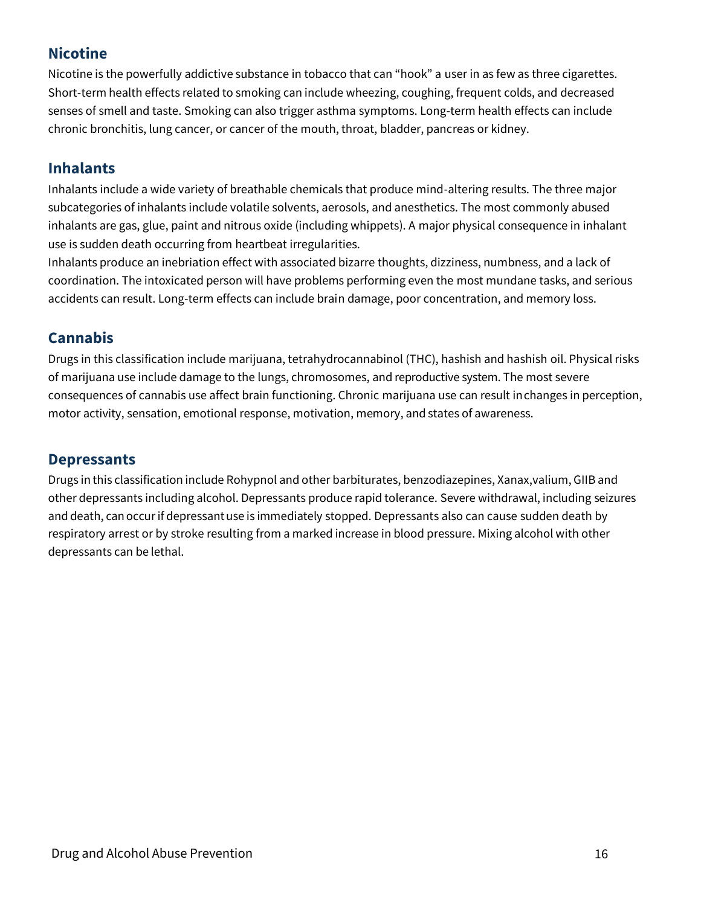## Nicotine

Nicotine is the powerfully addictive substance in tobacco that can “hook” a user in as few as three cigarettes. Short-term health effects related to smoking can include wheezing, coughing, frequent colds, and decreased senses of smell and taste. Smoking can also trigger asthma symptoms. Long-term health effects can include chronic bronchitis, lung cancer, or cancer of the mouth, throat, bladder, pancreas or kidney.

## Inhalants

Inhalants include a wide variety of breathable chemicals that produce mind-altering results. The three major subcategories of inhalants include volatile solvents, aerosols, and anesthetics. The most commonly abused inhalants are gas, glue, paint and nitrous oxide (including whippets). A major physical consequence in inhalant use is sudden death occurring from heartbeat irregularities.

Inhalants produce an inebriation effect with associated bizarre thoughts, dizziness, numbness, and a lack of coordination. The intoxicated person will have problems performing even the most mundane tasks, and serious accidents can result. Long-term effects can include brain damage, poor concentration, and memory loss.

## Cannabis

Drugs in this classification include marijuana, tetrahydrocannabinol (THC), hashish and hashish oil. Physical risks of marijuana use include damage to the lungs, chromosomes, and reproductive system. The most severe consequences of cannabis use affect brain functioning. Chronic marijuana use can result in changes in perception, motor activity, sensation, emotional response, motivation, memory, and states of awareness.

## Depressants

Drugs in this classification include Rohypnol and other barbiturates, benzodiazepines, Xanax,valium, GIIB and other depressants including alcohol. Depressants produce rapid tolerance. Severe withdrawal, including seizures and death, can occur if depressant use is immediately stopped. Depressants also can cause sudden death by respiratory arrest or by stroke resulting from a marked increase in blood pressure. Mixing alcohol with other depressants can be lethal.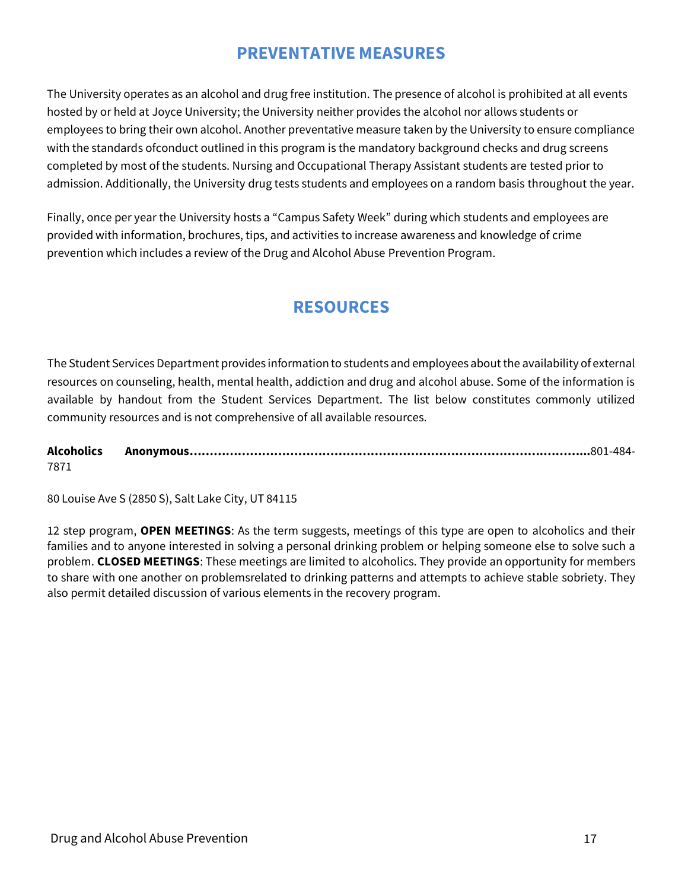## PREVENTATIVE MEASURES

The University operates as an alcohol and drug free institution. The presence of alcohol is prohibited at all events hosted by or held at Joyce University; the University neither provides the alcohol nor allows students or employees to bring their own alcohol. Another preventative measure taken by the University to ensure compliance with the standards ofconduct outlined in this program is the mandatory background checks and drug screens completed by most of the students. Nursing and Occupational Therapy Assistant students are tested prior to admission. Additionally, the University drug tests students and employees on a random basis throughout the year.

Finally, once per year the University hosts a "Campus Safety Week" during which students and employees are provided with information, brochures, tips, and activities to increase awareness and knowledge of crime prevention which includes a review of the Drug and Alcohol Abuse Prevention Program.

## RESOURCES

The Student Services Department provides information to students and employees about the availability of external resources on counseling, health, mental health, addiction and drug and alcohol abuse. Some of the information is available by handout from the Student Services Department. The list below constitutes commonly utilized community resources and is not comprehensive of all available resources.

**Alcoholics Anonymous..........................................................................................**801-484-7871

80 Louise Ave S (2850 S), Salt Lake City, UT 84115

12 step program, **OPEN MEETINGS**: As the term suggests, meetings of this type are open to alcoholics and their families and to anyone interested in solving a personal drinking problem or helping someone else to solve such a problem. **CLOSED MEETINGS**: These meetings are limited to alcoholics. They provide an opportunity for members to share with one another on problemsrelated to drinking patterns and attempts to achieve stable sobriety. They also permit detailed discussion of various elements in the recovery program.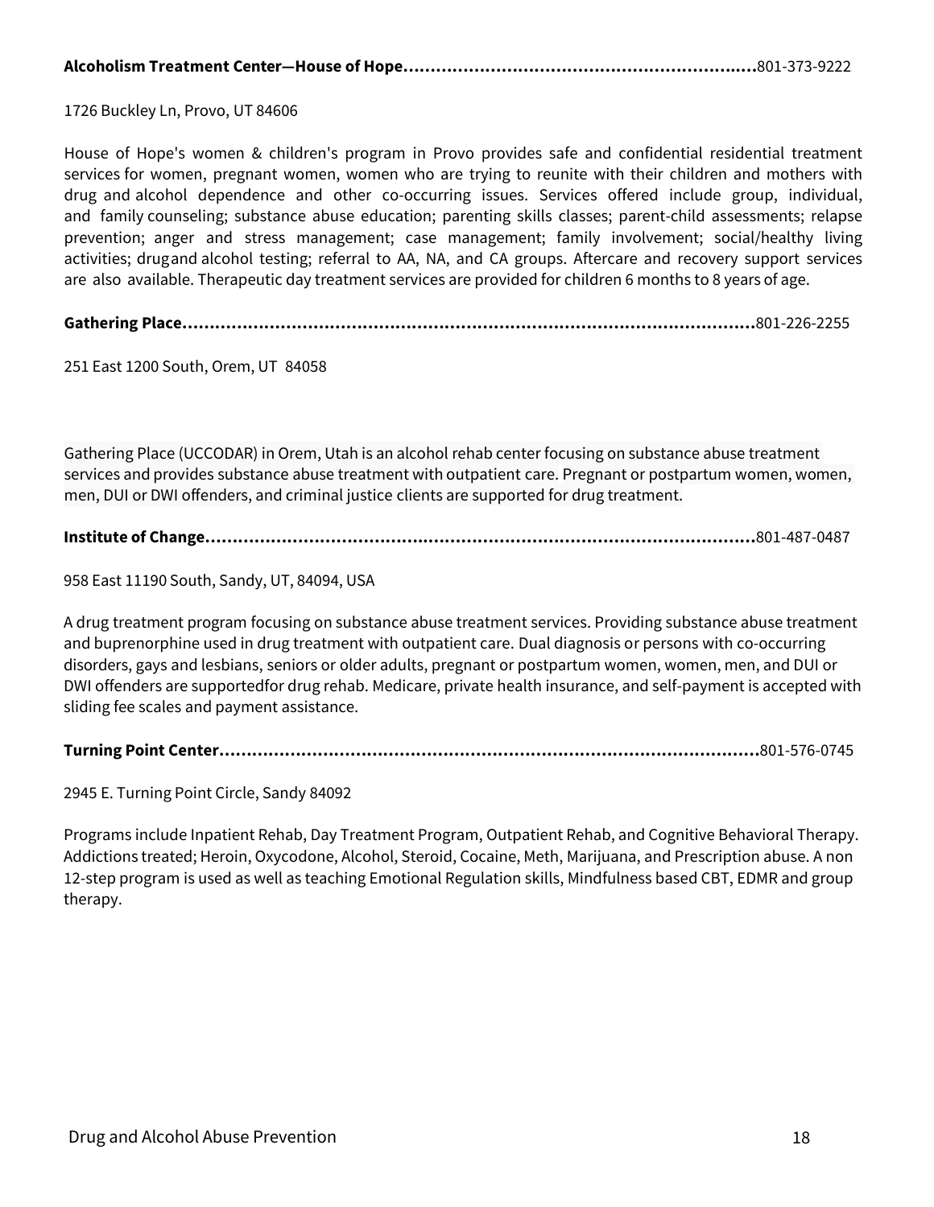**Alcoholism Treatment Center—House of Hope**...............................................................801-373-9222

1726 Buckley Ln, Provo, UT 84606

House of Hope's women & children's program in Provo provides safe and confidential residential treatment services for women, pregnant women, women who are trying to reunite with their children and mothers with drug and alcohol dependence and other co-occurring issues. Services offered include group, individual, and family counseling; substance abuse education; parenting skills classes; parent-child assessments; relapse prevention; anger and stress management; case management; family involvement; social/healthy living activities; drug and alcohol testing; referral to AA, NA, and CA groups. Aftercare and recovery support services are also available. Therapeutic day treatment services are provided for children 6 months to 8 years of age.

**Gathering Place**.............................................................................................................801-226-2255

251 East 1200 South, Orem, UT 84058

Gathering Place (UCCODAR) in Orem, Utah is an alcohol rehab center focusing on substance abuse treatment services and provides substance abuse treatment with outpatient care. Pregnant or postpartum women, women, men, DUI or DWI offenders, and criminal justice clients are supported for drug treatment.

**Institute of Change**.........................................................................................................801-487-0487

958 East 11190 South, Sandy, UT, 84094, USA

A drug treatment program focusing on substance abuse treatment services. Providing substance abuse treatment and buprenorphine used in drug treatment with outpatient care. Dual diagnosis or persons with co-occurring disorders, gays and lesbians, seniors or older adults, pregnant or postpartum women, women, men, and DUI or DWI offenders are supportedfor drug rehab. Medicare, private health insurance, and self-payment is accepted with sliding fee scales and payment assistance.

**Turning Point Center**.......................................................................................................801-576-0745

2945 E. Turning Point Circle, Sandy 84092

Programs include Inpatient Rehab, Day Treatment Program, Outpatient Rehab, and Cognitive Behavioral Therapy. Addictions treated; Heroin, Oxycodone, Alcohol, Steroid, Cocaine, Meth, Marijuana, and Prescription abuse. A non 12-step program is used as well as teaching Emotional Regulation skills, Mindfulness based CBT, EDMR and group therapy.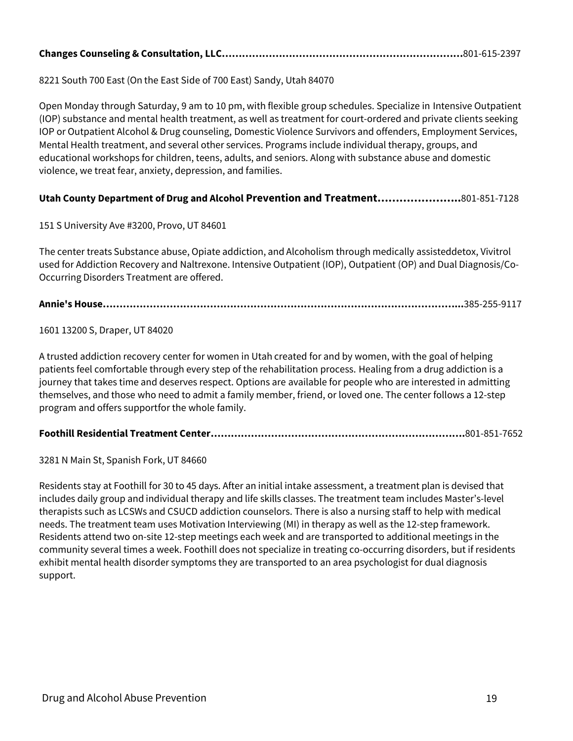**Changes Counseling & Consultation, LLC**........................................................................801-615-2397

8221 South 700 East (On the East Side of 700 East) Sandy, Utah 84070

Open Monday through Saturday, 9 am to 10 pm, with flexible group schedules. Specialize in Intensive Outpatient (IOP) substance and mental health treatment, as well as treatment for court-ordered and private clients seeking IOP or Outpatient Alcohol & Drug counseling, Domestic Violence Survivors and offenders, Employment Services, Mental Health treatment, and several other services. Programs include individual therapy, groups, and educational workshops for children, teens, adults, and seniors. Along with substance abuse and domestic violence, we treat fear, anxiety, depression, and families.

**Utah County Department of Drug and Alcohol Prevention and Treatment**.......................801-851-7128

151 S University Ave #3200, Provo, UT 84601

The center treats Substance abuse, Opiate addiction, and Alcoholism through medically assisteddetox, Vivitrol used for Addiction Recovery and Naltrexone. Intensive Outpatient (IOP), Outpatient (OP) and Dual Diagnosis/Co-Occurring Disorders Treatment are offered.

**Annie's House**..........................................................................................................385-255-9117

1601 13200 S, Draper, UT 84020

A trusted addiction recovery center for women in Utah created for and by women, with the goal of helping patients feel comfortable through every step of the rehabilitation process. Healing from a drug addiction is a journey that takes time and deserves respect. Options are available for people who are interested in admitting themselves, and those who need to admit a family member, friend, or loved one. The center follows a 12-step program and offers supportfor the whole family.

**Foothill Residential Treatment Center**............................................................................801-851-7652

3281 N Main St, Spanish Fork, UT 84660

Residents stay at Foothill for 30 to 45 days. After an initial intake assessment, a treatment plan is devised that includes daily group and individual therapy and life skills classes. The treatment team includes Master's-level therapists such as LCSWs and CSUCD addiction counselors. There is also a nursing staff to help with medical needs. The treatment team uses Motivation Interviewing (MI) in therapy as well as the 12-step framework. Residents attend two on-site 12-step meetings each week and are transported to additional meetings in the community several times a week. Foothill does not specialize in treating co-occurring disorders, but if residents exhibit mental health disorder symptoms they are transported to an area psychologist for dual diagnosis support.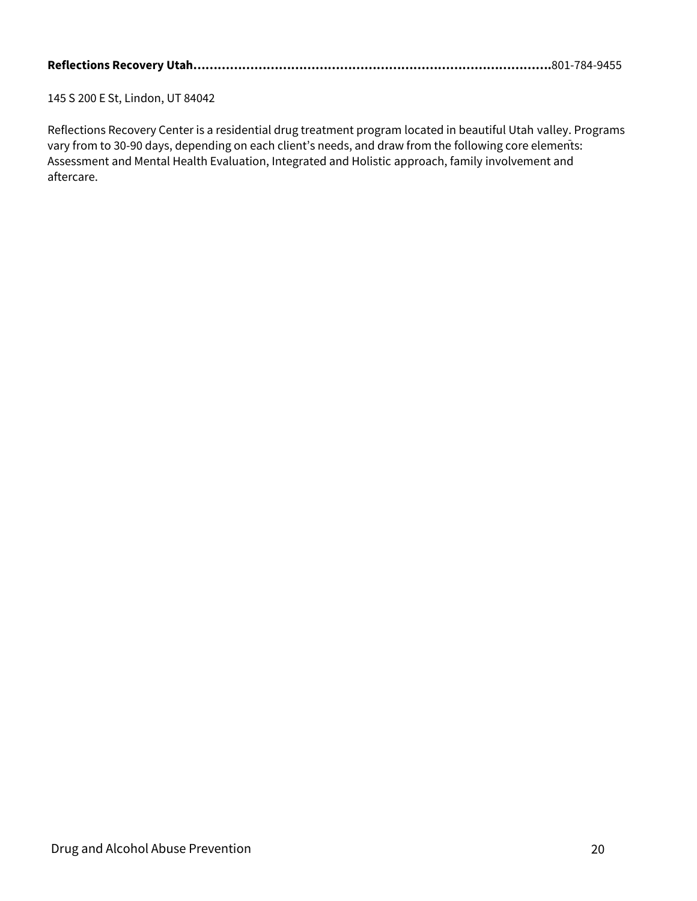**Reflections Recovery Utah**........................................................................................801-784-9455

145 S 200 E St, Lindon, UT 84042

Reflections Recovery Center is a residential drug treatment program located in beautiful Utah valley. Programs vary from to 30-90 days, depending on each client's needs, and draw from the following core elements: Assessment and Mental Health Evaluation, Integrated and Holistic approach, family involvement and aftercare.